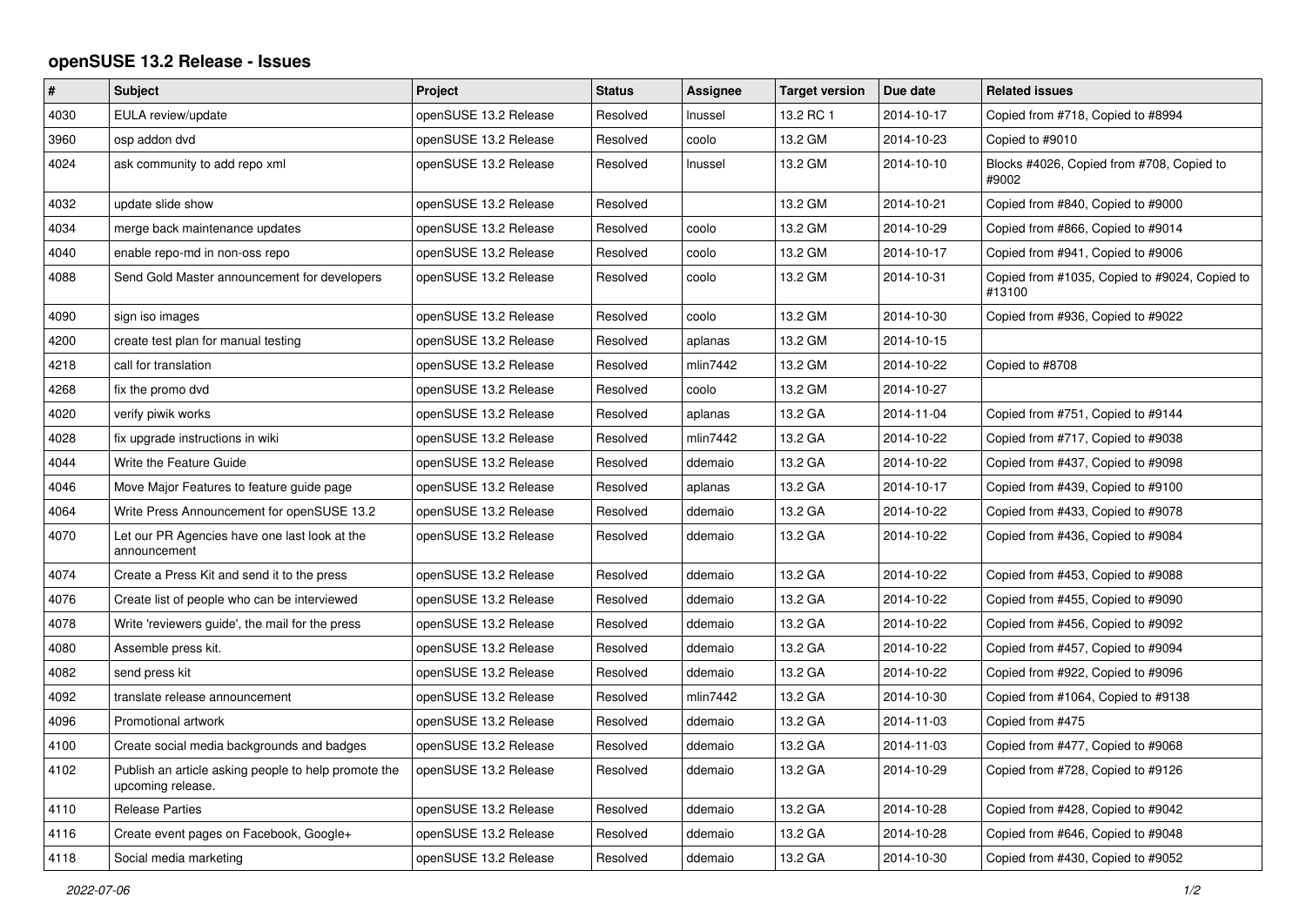## openSUSE 13.2 Release - Issues

| # | Subject | Project | Status | Assignee | Target version | Due date | Related issues |
|---|---|---|---|---|---|---|---|
| 4030 | EULA review/update | openSUSE 13.2 Release | Resolved | lnussel | 13.2 RC 1 | 2014-10-17 | Copied from #718, Copied to #8994 |
| 3960 | osp addon dvd | openSUSE 13.2 Release | Resolved | coolo | 13.2 GM | 2014-10-23 | Copied to #9010 |
| 4024 | ask community to add repo xml | openSUSE 13.2 Release | Resolved | lnussel | 13.2 GM | 2014-10-10 | Blocks #4026, Copied from #708, Copied to #9002 |
| 4032 | update slide show | openSUSE 13.2 Release | Resolved | | 13.2 GM | 2014-10-21 | Copied from #840, Copied to #9000 |
| 4034 | merge back maintenance updates | openSUSE 13.2 Release | Resolved | coolo | 13.2 GM | 2014-10-29 | Copied from #866, Copied to #9014 |
| 4040 | enable repo-md in non-oss repo | openSUSE 13.2 Release | Resolved | coolo | 13.2 GM | 2014-10-17 | Copied from #941, Copied to #9006 |
| 4088 | Send Gold Master announcement for developers | openSUSE 13.2 Release | Resolved | coolo | 13.2 GM | 2014-10-31 | Copied from #1035, Copied to #9024, Copied to #13100 |
| 4090 | sign iso images | openSUSE 13.2 Release | Resolved | coolo | 13.2 GM | 2014-10-30 | Copied from #936, Copied to #9022 |
| 4200 | create test plan for manual testing | openSUSE 13.2 Release | Resolved | aplanas | 13.2 GM | 2014-10-15 | |
| 4218 | call for translation | openSUSE 13.2 Release | Resolved | mlin7442 | 13.2 GM | 2014-10-22 | Copied to #8708 |
| 4268 | fix the promo dvd | openSUSE 13.2 Release | Resolved | coolo | 13.2 GM | 2014-10-27 | |
| 4020 | verify piwik works | openSUSE 13.2 Release | Resolved | aplanas | 13.2 GA | 2014-11-04 | Copied from #751, Copied to #9144 |
| 4028 | fix upgrade instructions in wiki | openSUSE 13.2 Release | Resolved | mlin7442 | 13.2 GA | 2014-10-22 | Copied from #717, Copied to #9038 |
| 4044 | Write the Feature Guide | openSUSE 13.2 Release | Resolved | ddemaio | 13.2 GA | 2014-10-22 | Copied from #437, Copied to #9098 |
| 4046 | Move Major Features to feature guide page | openSUSE 13.2 Release | Resolved | aplanas | 13.2 GA | 2014-10-17 | Copied from #439, Copied to #9100 |
| 4064 | Write Press Announcement for openSUSE 13.2 | openSUSE 13.2 Release | Resolved | ddemaio | 13.2 GA | 2014-10-22 | Copied from #433, Copied to #9078 |
| 4070 | Let our PR Agencies have one last look at the announcement | openSUSE 13.2 Release | Resolved | ddemaio | 13.2 GA | 2014-10-22 | Copied from #436, Copied to #9084 |
| 4074 | Create a Press Kit and send it to the press | openSUSE 13.2 Release | Resolved | ddemaio | 13.2 GA | 2014-10-22 | Copied from #453, Copied to #9088 |
| 4076 | Create list of people who can be interviewed | openSUSE 13.2 Release | Resolved | ddemaio | 13.2 GA | 2014-10-22 | Copied from #455, Copied to #9090 |
| 4078 | Write 'reviewers guide', the mail for the press | openSUSE 13.2 Release | Resolved | ddemaio | 13.2 GA | 2014-10-22 | Copied from #456, Copied to #9092 |
| 4080 | Assemble press kit. | openSUSE 13.2 Release | Resolved | ddemaio | 13.2 GA | 2014-10-22 | Copied from #457, Copied to #9094 |
| 4082 | send press kit | openSUSE 13.2 Release | Resolved | ddemaio | 13.2 GA | 2014-10-22 | Copied from #922, Copied to #9096 |
| 4092 | translate release announcement | openSUSE 13.2 Release | Resolved | mlin7442 | 13.2 GA | 2014-10-30 | Copied from #1064, Copied to #9138 |
| 4096 | Promotional artwork | openSUSE 13.2 Release | Resolved | ddemaio | 13.2 GA | 2014-11-03 | Copied from #475 |
| 4100 | Create social media backgrounds and badges | openSUSE 13.2 Release | Resolved | ddemaio | 13.2 GA | 2014-11-03 | Copied from #477, Copied to #9068 |
| 4102 | Publish an article asking people to help promote the upcoming release. | openSUSE 13.2 Release | Resolved | ddemaio | 13.2 GA | 2014-10-29 | Copied from #728, Copied to #9126 |
| 4110 | Release Parties | openSUSE 13.2 Release | Resolved | ddemaio | 13.2 GA | 2014-10-28 | Copied from #428, Copied to #9042 |
| 4116 | Create event pages on Facebook, Google+ | openSUSE 13.2 Release | Resolved | ddemaio | 13.2 GA | 2014-10-28 | Copied from #646, Copied to #9048 |
| 4118 | Social media marketing | openSUSE 13.2 Release | Resolved | ddemaio | 13.2 GA | 2014-10-30 | Copied from #430, Copied to #9052 |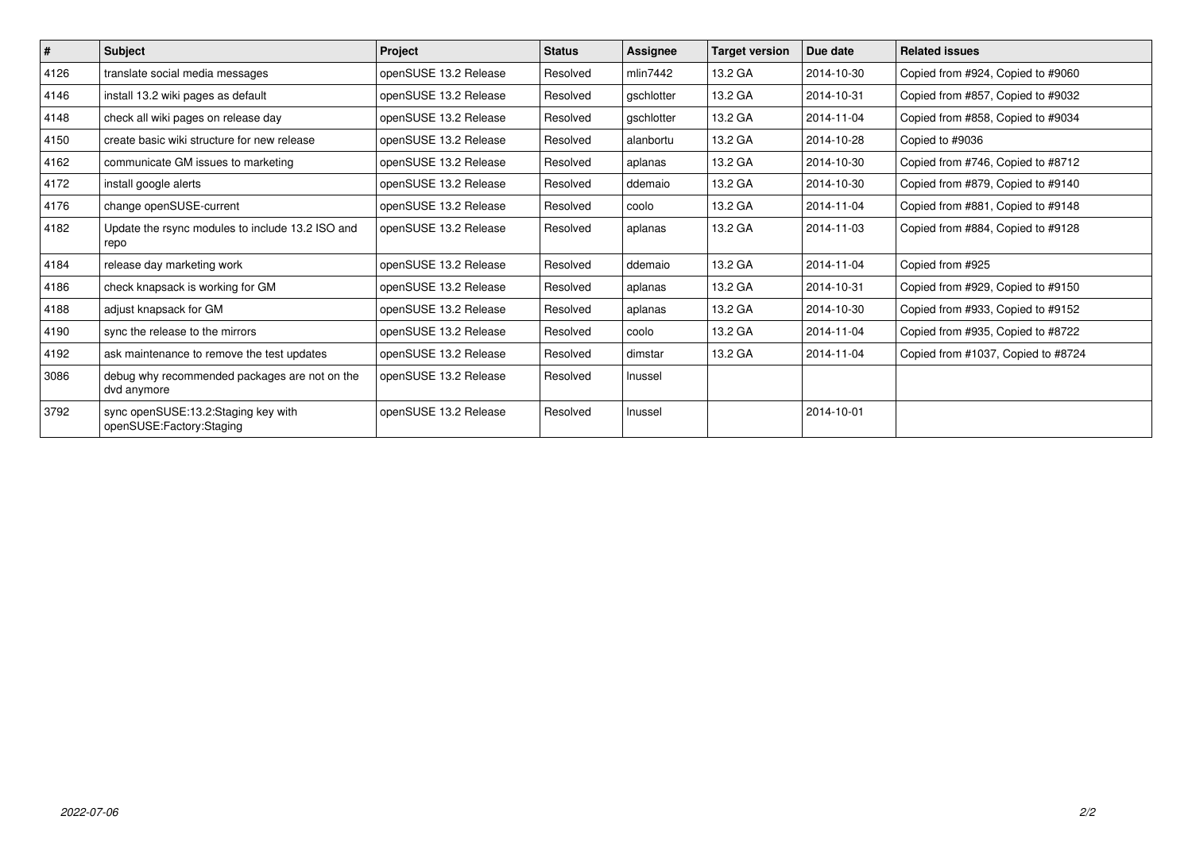| # | Subject | Project | Status | Assignee | Target version | Due date | Related issues |
|---|---|---|---|---|---|---|---|
| 4126 | translate social media messages | openSUSE 13.2 Release | Resolved | mlin7442 | 13.2 GA | 2014-10-30 | Copied from #924, Copied to #9060 |
| 4146 | install 13.2 wiki pages as default | openSUSE 13.2 Release | Resolved | gschlotter | 13.2 GA | 2014-10-31 | Copied from #857, Copied to #9032 |
| 4148 | check all wiki pages on release day | openSUSE 13.2 Release | Resolved | gschlotter | 13.2 GA | 2014-11-04 | Copied from #858, Copied to #9034 |
| 4150 | create basic wiki structure for new release | openSUSE 13.2 Release | Resolved | alanbortu | 13.2 GA | 2014-10-28 | Copied to #9036 |
| 4162 | communicate GM issues to marketing | openSUSE 13.2 Release | Resolved | aplanas | 13.2 GA | 2014-10-30 | Copied from #746, Copied to #8712 |
| 4172 | install google alerts | openSUSE 13.2 Release | Resolved | ddemaio | 13.2 GA | 2014-10-30 | Copied from #879, Copied to #9140 |
| 4176 | change openSUSE-current | openSUSE 13.2 Release | Resolved | coolo | 13.2 GA | 2014-11-04 | Copied from #881, Copied to #9148 |
| 4182 | Update the rsync modules to include 13.2 ISO and repo | openSUSE 13.2 Release | Resolved | aplanas | 13.2 GA | 2014-11-03 | Copied from #884, Copied to #9128 |
| 4184 | release day marketing work | openSUSE 13.2 Release | Resolved | ddemaio | 13.2 GA | 2014-11-04 | Copied from #925 |
| 4186 | check knapsack is working for GM | openSUSE 13.2 Release | Resolved | aplanas | 13.2 GA | 2014-10-31 | Copied from #929, Copied to #9150 |
| 4188 | adjust knapsack for GM | openSUSE 13.2 Release | Resolved | aplanas | 13.2 GA | 2014-10-30 | Copied from #933, Copied to #9152 |
| 4190 | sync the release to the mirrors | openSUSE 13.2 Release | Resolved | coolo | 13.2 GA | 2014-11-04 | Copied from #935, Copied to #8722 |
| 4192 | ask maintenance to remove the test updates | openSUSE 13.2 Release | Resolved | dimstar | 13.2 GA | 2014-11-04 | Copied from #1037, Copied to #8724 |
| 3086 | debug why recommended packages are not on the dvd anymore | openSUSE 13.2 Release | Resolved | lnussel | | | |
| 3792 | sync openSUSE:13.2:Staging key with openSUSE:Factory:Staging | openSUSE 13.2 Release | Resolved | lnussel | | 2014-10-01 | |